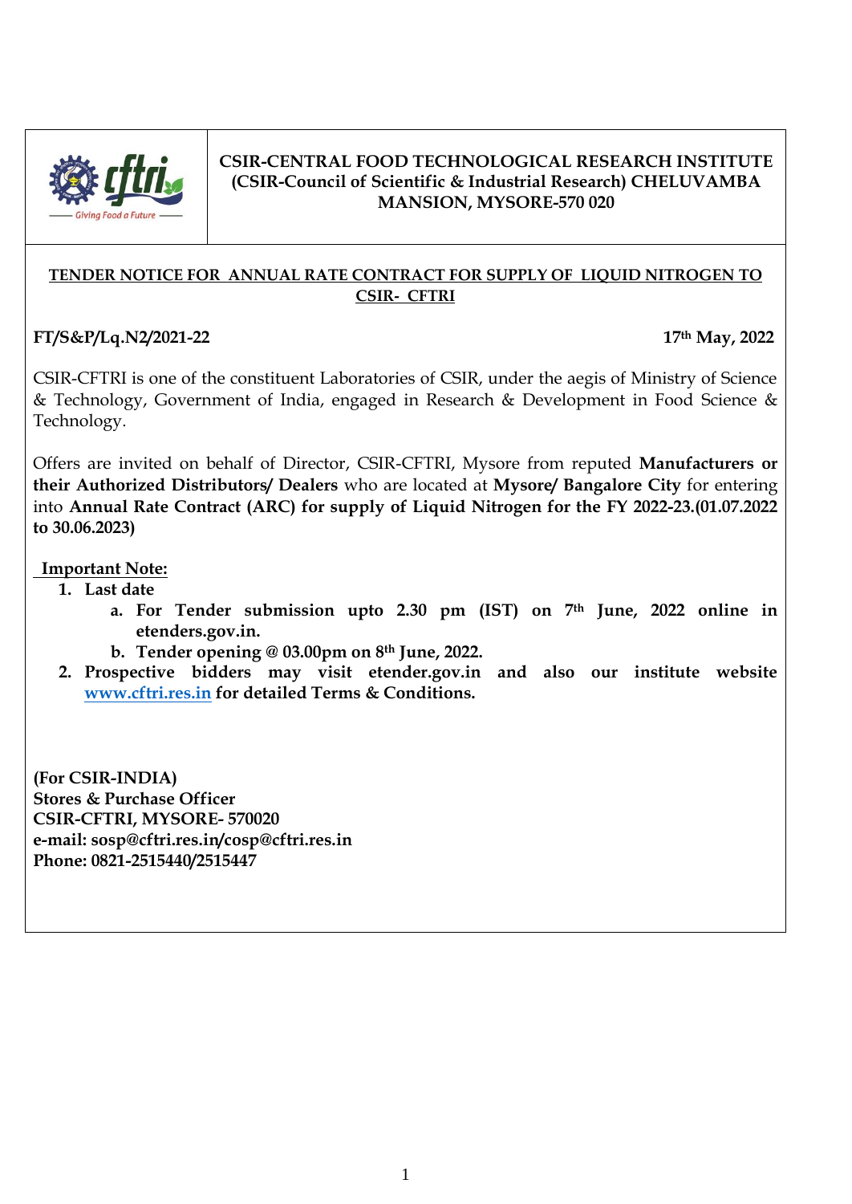**CSIR-CENTRAL FOOD TECHNOLOGICAL RESEARCH INSTITUTE (CSIR-Council of Scientific & Industrial Research) CHELUVAMBA MANSION, MYSORE-570 020**

## TENDER NOTICE FOR ANNUAL RATE CONTRACT FOR SUPPLY OF LIQUID NITROGEN TO CSIR- CFTRI

**FT/S&P/Lq.N2/2021-22** **17th May, 2022**

CSIR-CFTRI is one of the constituent Laboratories of CSIR, under the aegis of Ministry of Science & Technology, Government of India, engaged in Research & Development in Food Science & Technology.

Offers are invited on behalf of Director, CSIR-CFTRI, Mysore from reputed **Manufacturers or their Authorized Distributors/ Dealers** who are located at **Mysore/ Bangalore City** for entering into **Annual Rate Contract (ARC) for supply of Liquid Nitrogen for the FY 2022-23.(01.07.2022 to 30.06.2023)**

**Important Note:**

1. Last date
   a. **For Tender submission upto 2.30 pm (IST) on 7th June, 2022 online in etenders.gov.in.**
   b. **Tender opening @ 03.00pm on 8th June, 2022.**
2. **Prospective bidders may visit etender.gov.in and also our institute website www.cftri.res.in for detailed Terms & Conditions.**

**(For CSIR-INDIA)**
**Stores & Purchase Officer**
**CSIR-CFTRI, MYSORE- 570020**
**e-mail: sosp@cftri.res.in/cosp@cftri.res.in**
**Phone: 0821-2515440/2515447**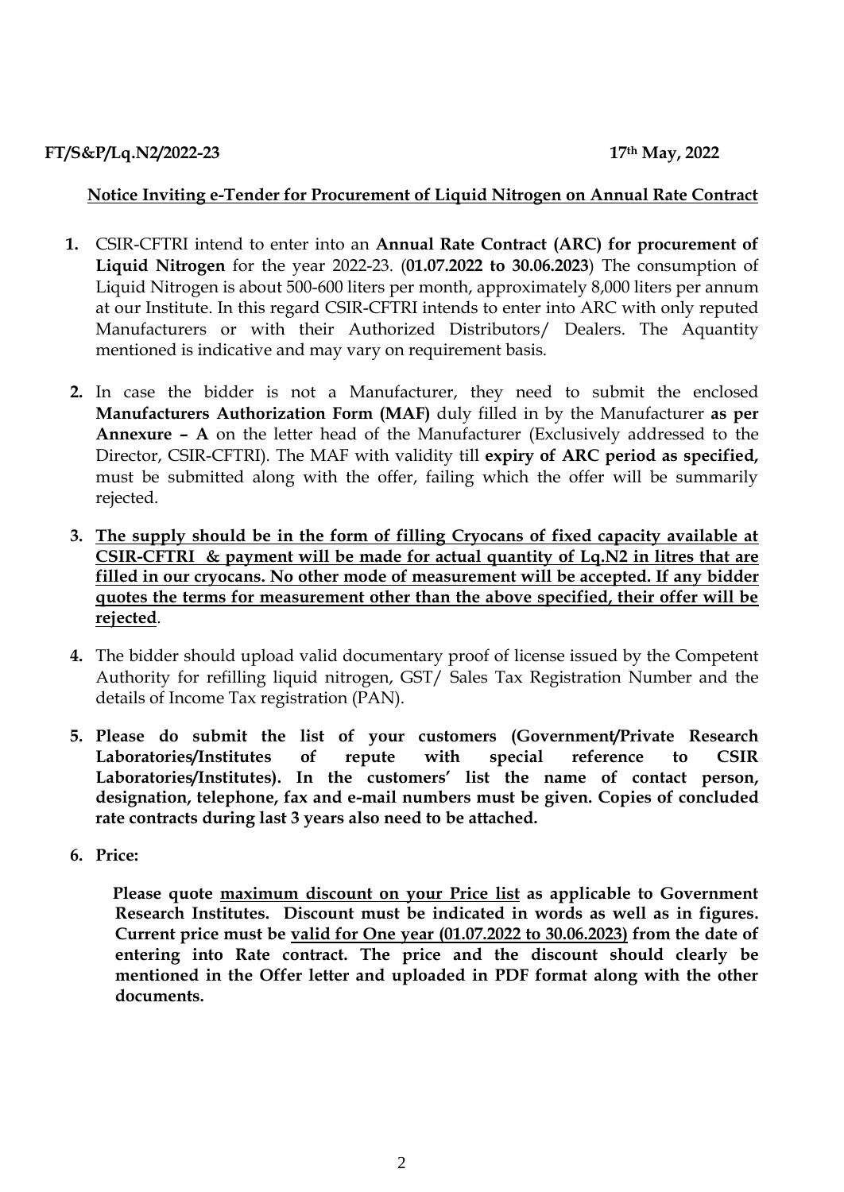**FT/S&P/Lq.N2/2022-23** **17th May, 2022**

**Notice Inviting e-Tender for Procurement of Liquid Nitrogen on Annual Rate Contract**

1. CSIR-CFTRI intend to enter into an **Annual Rate Contract (ARC) for procurement of Liquid Nitrogen** for the year 2022-23. (**01.07.2022 to 30.06.2023**) The consumption of Liquid Nitrogen is about 500-600 liters per month, approximately 8,000 liters per annum at our Institute. In this regard CSIR-CFTRI intends to enter into ARC with only reputed Manufacturers or with their Authorized Distributors/ Dealers. The Aquantity mentioned is indicative and may vary on requirement basis.

2. In case the bidder is not a Manufacturer, they need to submit the enclosed **Manufacturers Authorization Form (MAF)** duly filled in by the Manufacturer **as per Annexure – A** on the letter head of the Manufacturer (Exclusively addressed to the Director, CSIR-CFTRI). The MAF with validity till **expiry of ARC period as specified,** must be submitted along with the offer, failing which the offer will be summarily rejected.

3. **The supply should be in the form of filling Cryocans of fixed capacity available at CSIR-CFTRI & payment will be made for actual quantity of Lq.N2 in litres that are filled in our cryocans. No other mode of measurement will be accepted. If any bidder quotes the terms for measurement other than the above specified, their offer will be rejected**.

4. The bidder should upload valid documentary proof of license issued by the Competent Authority for refilling liquid nitrogen, GST/ Sales Tax Registration Number and the details of Income Tax registration (PAN).

5. **Please do submit the list of your customers (Government/Private Research Laboratories/Institutes of repute with special reference to CSIR Laboratories/Institutes). In the customers' list the name of contact person, designation, telephone, fax and e-mail numbers must be given. Copies of concluded rate contracts during last 3 years also need to be attached.**

6. **Price:**

   **Please quote maximum discount on your Price list as applicable to Government Research Institutes. Discount must be indicated in words as well as in figures. Current price must be valid for One year (01.07.2022 to 30.06.2023) from the date of entering into Rate contract. The price and the discount should clearly be mentioned in the Offer letter and uploaded in PDF format along with the other documents.**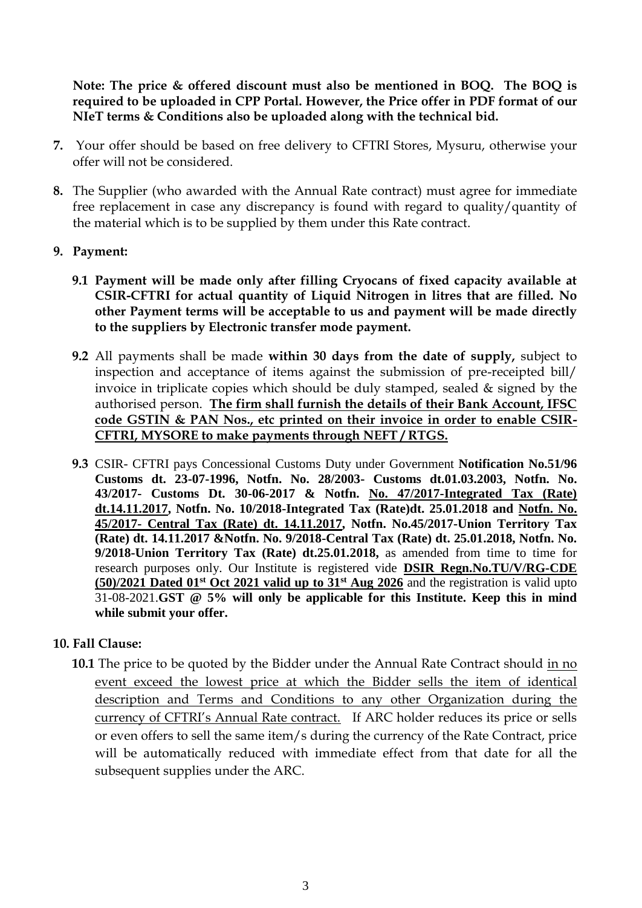**Note: The price & offered discount must also be mentioned in BOQ. The BOQ is required to be uploaded in CPP Portal. However, the Price offer in PDF format of our NIeT terms & Conditions also be uploaded along with the technical bid.**

**7.** Your offer should be based on free delivery to CFTRI Stores, Mysuru, otherwise your offer will not be considered.

**8.** The Supplier (who awarded with the Annual Rate contract) must agree for immediate free replacement in case any discrepancy is found with regard to quality/quantity of the material which is to be supplied by them under this Rate contract.

**9. Payment:**

**9.1 Payment will be made only after filling Cryocans of fixed capacity available at CSIR-CFTRI for actual quantity of Liquid Nitrogen in litres that are filled. No other Payment terms will be acceptable to us and payment will be made directly to the suppliers by Electronic transfer mode payment.**

**9.2** All payments shall be made **within 30 days from the date of supply,** subject to inspection and acceptance of items against the submission of pre-receipted bill/ invoice in triplicate copies which should be duly stamped, sealed & signed by the authorised person. **The firm shall furnish the details of their Bank Account, IFSC code GSTIN & PAN Nos., etc printed on their invoice in order to enable CSIR-CFTRI, MYSORE to make payments through NEFT / RTGS.**

**9.3** CSIR- CFTRI pays Concessional Customs Duty under Government **Notification No.51/96 Customs dt. 23-07-1996, Notfn. No. 28/2003- Customs dt.01.03.2003, Notfn. No. 43/2017- Customs Dt. 30-06-2017 & Notfn. No. 47/2017-Integrated Tax (Rate) dt.14.11.2017, Notfn. No. 10/2018-Integrated Tax (Rate)dt. 25.01.2018 and Notfn. No. 45/2017- Central Tax (Rate) dt. 14.11.2017, Notfn. No.45/2017-Union Territory Tax (Rate) dt. 14.11.2017 &Notfn. No. 9/2018-Central Tax (Rate) dt. 25.01.2018, Notfn. No. 9/2018-Union Territory Tax (Rate) dt.25.01.2018,** as amended from time to time for research purposes only. Our Institute is registered vide **DSIR Regn.No.TU/V/RG-CDE (50)/2021 Dated 01st Oct 2021 valid up to 31st Aug 2026** and the registration is valid upto 31-08-2021.**GST @ 5% will only be applicable for this Institute. Keep this in mind while submit your offer.**

**10. Fall Clause:**

**10.1** The price to be quoted by the Bidder under the Annual Rate Contract should in no event exceed the lowest price at which the Bidder sells the item of identical description and Terms and Conditions to any other Organization during the currency of CFTRI's Annual Rate contract. If ARC holder reduces its price or sells or even offers to sell the same item/s during the currency of the Rate Contract, price will be automatically reduced with immediate effect from that date for all the subsequent supplies under the ARC.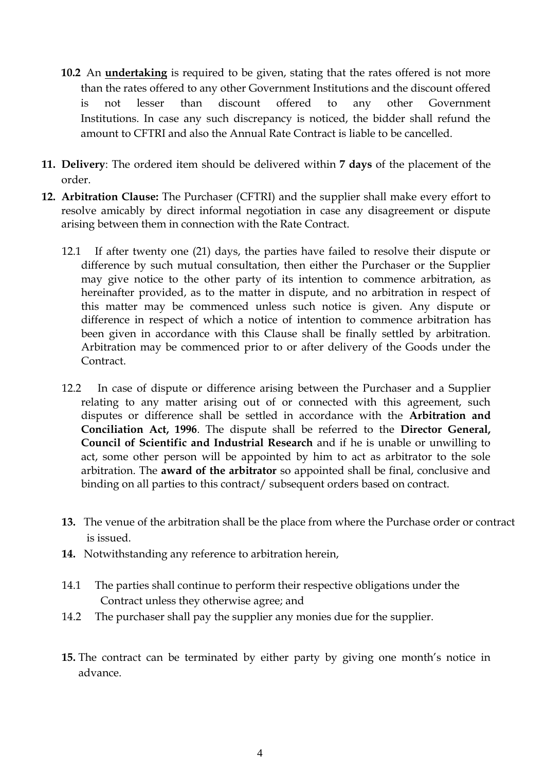**10.2** An **undertaking** is required to be given, stating that the rates offered is not more than the rates offered to any other Government Institutions and the discount offered is not lesser than discount offered to any other Government Institutions. In case any such discrepancy is noticed, the bidder shall refund the amount to CFTRI and also the Annual Rate Contract is liable to be cancelled.

**11. Delivery**: The ordered item should be delivered within **7 days** of the placement of the order.

**12. Arbitration Clause:** The Purchaser (CFTRI) and the supplier shall make every effort to resolve amicably by direct informal negotiation in case any disagreement or dispute arising between them in connection with the Rate Contract.

12.1 If after twenty one (21) days, the parties have failed to resolve their dispute or difference by such mutual consultation, then either the Purchaser or the Supplier may give notice to the other party of its intention to commence arbitration, as hereinafter provided, as to the matter in dispute, and no arbitration in respect of this matter may be commenced unless such notice is given. Any dispute or difference in respect of which a notice of intention to commence arbitration has been given in accordance with this Clause shall be finally settled by arbitration. Arbitration may be commenced prior to or after delivery of the Goods under the Contract.

12.2 In case of dispute or difference arising between the Purchaser and a Supplier relating to any matter arising out of or connected with this agreement, such disputes or difference shall be settled in accordance with the **Arbitration and Conciliation Act, 1996**. The dispute shall be referred to the **Director General, Council of Scientific and Industrial Research** and if he is unable or unwilling to act, some other person will be appointed by him to act as arbitrator to the sole arbitration. The **award of the arbitrator** so appointed shall be final, conclusive and binding on all parties to this contract/ subsequent orders based on contract.

**13.** The venue of the arbitration shall be the place from where the Purchase order or contract is issued.

**14.** Notwithstanding any reference to arbitration herein,

14.1 The parties shall continue to perform their respective obligations under the Contract unless they otherwise agree; and

14.2 The purchaser shall pay the supplier any monies due for the supplier.

**15.** The contract can be terminated by either party by giving one month's notice in advance.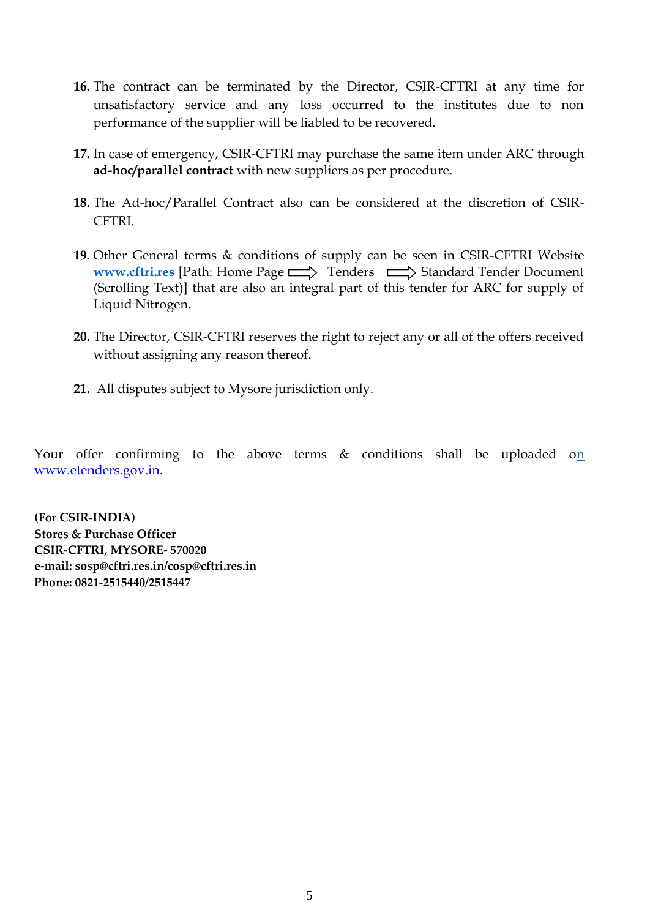16. The contract can be terminated by the Director, CSIR-CFTRI at any time for unsatisfactory service and any loss occurred to the institutes due to non performance of the supplier will be liabled to be recovered.

17. In case of emergency, CSIR-CFTRI may purchase the same item under ARC through **ad-hoc/parallel contract** with new suppliers as per procedure.

18. The Ad-hoc/Parallel Contract also can be considered at the discretion of CSIR-CFTRI.

19. Other General terms & conditions of supply can be seen in CSIR-CFTRI Website **www.cftri.res** [Path: Home Page ⟹ Tenders ⟹ Standard Tender Document (Scrolling Text)] that are also an integral part of this tender for ARC for supply of Liquid Nitrogen.

20. The Director, CSIR-CFTRI reserves the right to reject any or all of the offers received without assigning any reason thereof.

21. All disputes subject to Mysore jurisdiction only.

Your offer confirming to the above terms & conditions shall be uploaded on www.etenders.gov.in.

**(For CSIR-INDIA)**
**Stores & Purchase Officer**
**CSIR-CFTRI, MYSORE- 570020**
**e-mail: sosp@cftri.res.in/cosp@cftri.res.in**
**Phone: 0821-2515440/2515447**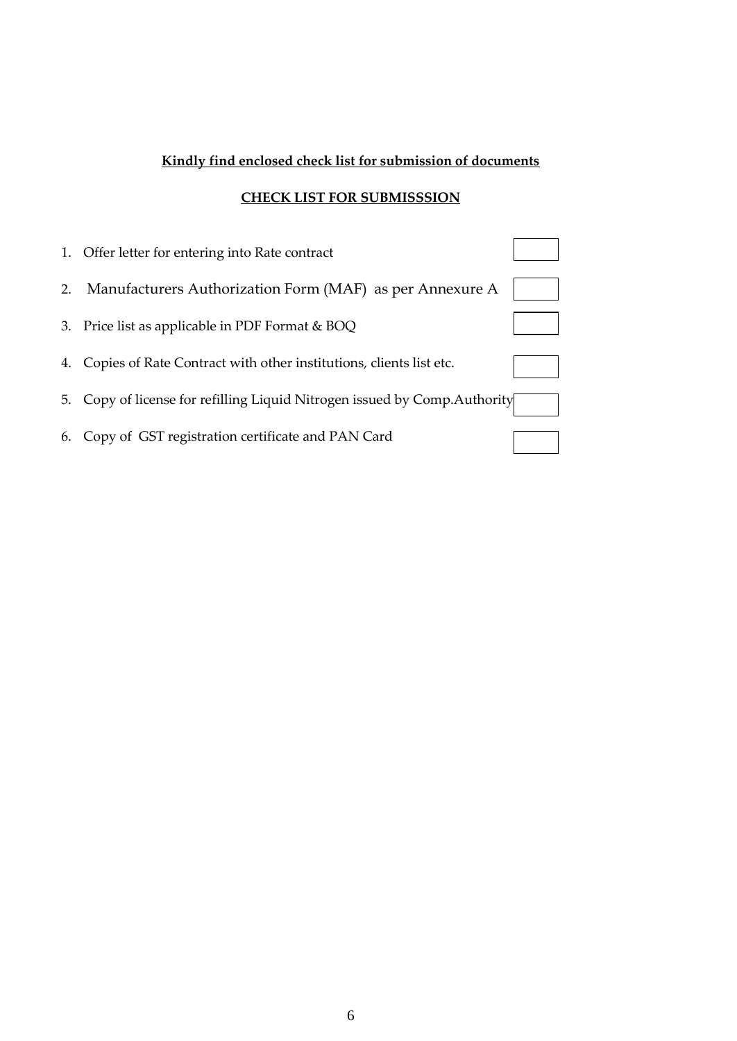**Kindly find enclosed check list for submission of documents**

**CHECK LIST FOR SUBMISSSION**

1. Offer letter for entering into Rate contract ☐
2. Manufacturers Authorization Form (MAF) as per Annexure A ☐
3. Price list as applicable in PDF Format & BOQ ☐
4. Copies of Rate Contract with other institutions, clients list etc. ☐
5. Copy of license for refilling Liquid Nitrogen issued by Comp.Authority ☐
6. Copy of GST registration certificate and PAN Card ☐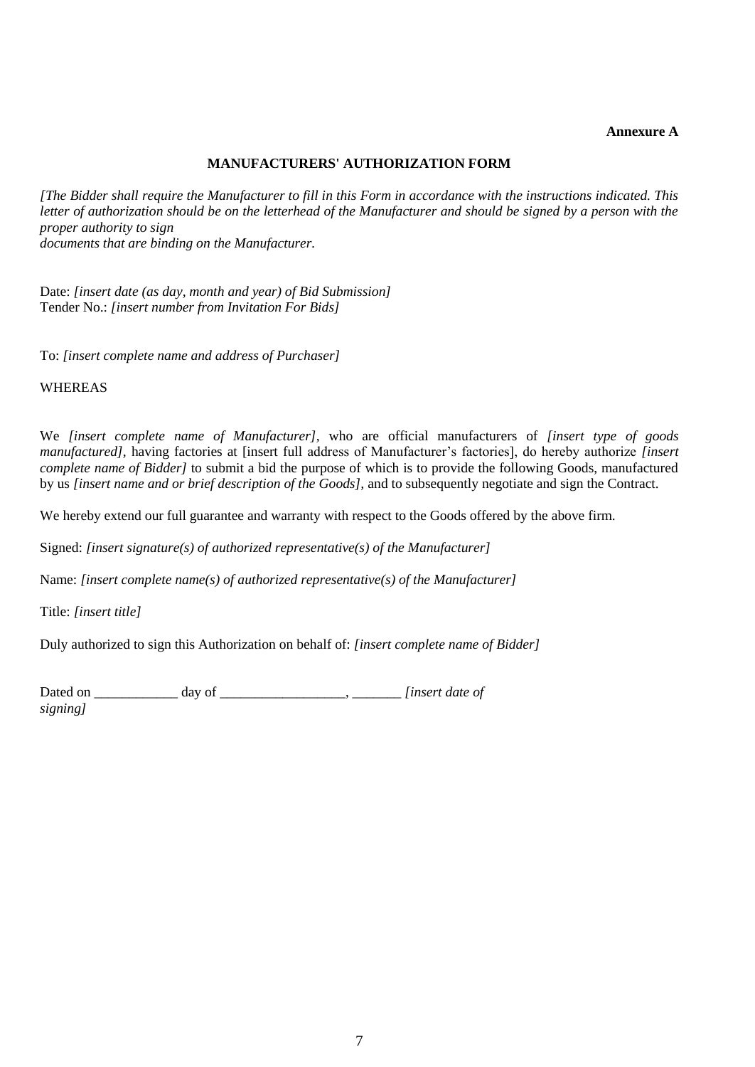**Annexure A**

## MANUFACTURERS' AUTHORIZATION FORM

*[The Bidder shall require the Manufacturer to fill in this Form in accordance with the instructions indicated. This letter of authorization should be on the letterhead of the Manufacturer and should be signed by a person with the proper authority to sign documents that are binding on the Manufacturer.*

Date: *[insert date (as day, month and year) of Bid Submission]*
Tender No.: *[insert number from Invitation For Bids]*

To: *[insert complete name and address of Purchaser]*

WHEREAS

We *[insert complete name of Manufacturer]*, who are official manufacturers of *[insert type of goods manufactured]*, having factories at [insert full address of Manufacturer's factories], do hereby authorize *[insert complete name of Bidder]* to submit a bid the purpose of which is to provide the following Goods, manufactured by us *[insert name and or brief description of the Goods]*, and to subsequently negotiate and sign the Contract.

We hereby extend our full guarantee and warranty with respect to the Goods offered by the above firm.

Signed: *[insert signature(s) of authorized representative(s) of the Manufacturer]*

Name: *[insert complete name(s) of authorized representative(s) of the Manufacturer]*

Title: *[insert title]*

Duly authorized to sign this Authorization on behalf of: *[insert complete name of Bidder]*

Dated on ____________ day of __________________, _______ *[insert date of signing]*